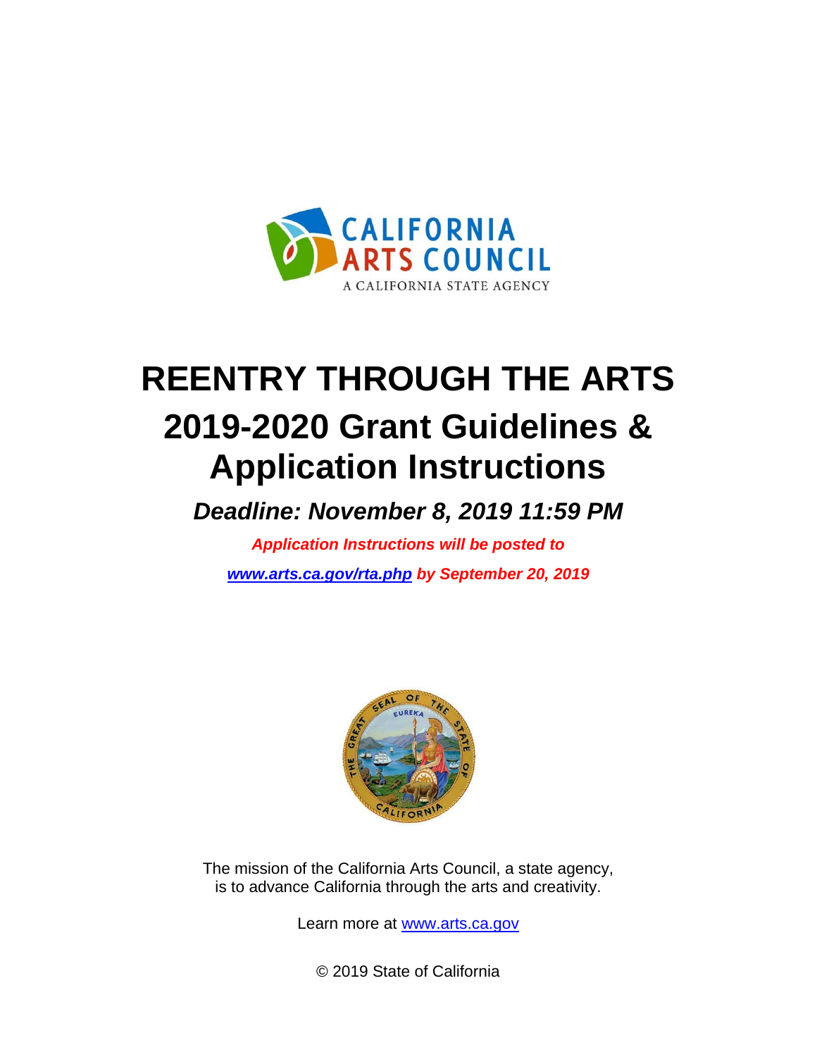CALIFORNIA ARTS COUNCIL
A CALIFORNIA STATE AGENCY

# REENTRY THROUGH THE ARTS

# 2019-2020 Grant Guidelines & Application Instructions

***Deadline: November 8, 2019 11:59 PM***

***Application Instructions will be posted to [www.arts.ca.gov/rta.php](www.arts.ca.gov/rta.php) by September 20, 2019***

The mission of the California Arts Council, a state agency, is to advance California through the arts and creativity.

Learn more at [www.arts.ca.gov](www.arts.ca.gov)

© 2019 State of California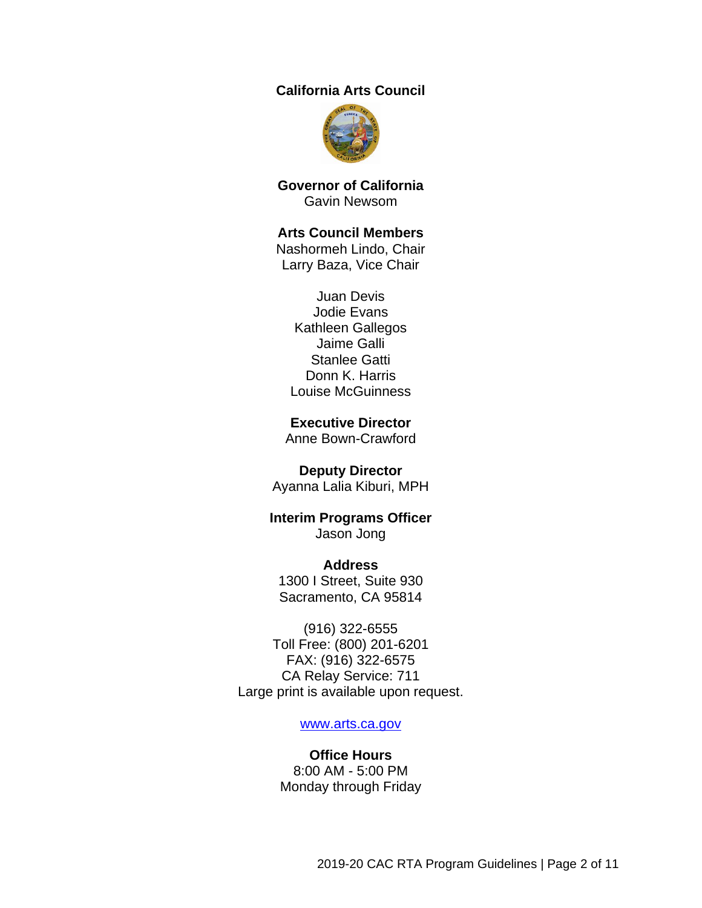**California Arts Council**

**Governor of California**
Gavin Newsom

**Arts Council Members**
Nashormeh Lindo, Chair
Larry Baza, Vice Chair

Juan Devis
Jodie Evans
Kathleen Gallegos
Jaime Galli
Stanlee Gatti
Donn K. Harris
Louise McGuinness

**Executive Director**
Anne Bown-Crawford

**Deputy Director**
Ayanna Lalia Kiburi, MPH

**Interim Programs Officer**
Jason Jong

**Address**
1300 I Street, Suite 930
Sacramento, CA 95814

(916) 322-6555
Toll Free: (800) 201-6201
FAX: (916) 322-6575
CA Relay Service: 711
Large print is available upon request.

[www.arts.ca.gov](http://www.arts.ca.gov)

**Office Hours**
8:00 AM - 5:00 PM
Monday through Friday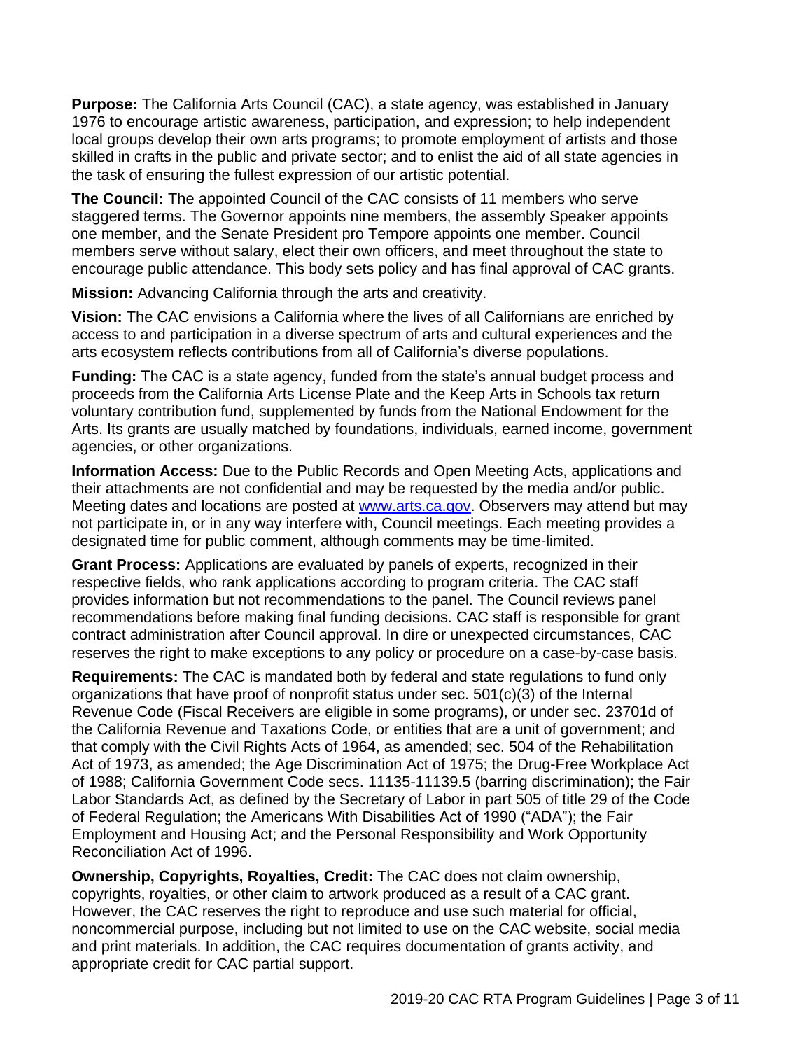**Purpose:** The California Arts Council (CAC), a state agency, was established in January 1976 to encourage artistic awareness, participation, and expression; to help independent local groups develop their own arts programs; to promote employment of artists and those skilled in crafts in the public and private sector; and to enlist the aid of all state agencies in the task of ensuring the fullest expression of our artistic potential.

**The Council:** The appointed Council of the CAC consists of 11 members who serve staggered terms. The Governor appoints nine members, the assembly Speaker appoints one member, and the Senate President pro Tempore appoints one member. Council members serve without salary, elect their own officers, and meet throughout the state to encourage public attendance. This body sets policy and has final approval of CAC grants.

**Mission:** Advancing California through the arts and creativity.

**Vision:** The CAC envisions a California where the lives of all Californians are enriched by access to and participation in a diverse spectrum of arts and cultural experiences and the arts ecosystem reflects contributions from all of California's diverse populations.

**Funding:** The CAC is a state agency, funded from the state's annual budget process and proceeds from the California Arts License Plate and the Keep Arts in Schools tax return voluntary contribution fund, supplemented by funds from the National Endowment for the Arts. Its grants are usually matched by foundations, individuals, earned income, government agencies, or other organizations.

**Information Access:** Due to the Public Records and Open Meeting Acts, applications and their attachments are not confidential and may be requested by the media and/or public. Meeting dates and locations are posted at [www.arts.ca.gov](http://www.arts.ca.gov). Observers may attend but may not participate in, or in any way interfere with, Council meetings. Each meeting provides a designated time for public comment, although comments may be time-limited.

**Grant Process:** Applications are evaluated by panels of experts, recognized in their respective fields, who rank applications according to program criteria. The CAC staff provides information but not recommendations to the panel. The Council reviews panel recommendations before making final funding decisions. CAC staff is responsible for grant contract administration after Council approval. In dire or unexpected circumstances, CAC reserves the right to make exceptions to any policy or procedure on a case-by-case basis.

**Requirements:** The CAC is mandated both by federal and state regulations to fund only organizations that have proof of nonprofit status under sec. 501(c)(3) of the Internal Revenue Code (Fiscal Receivers are eligible in some programs), or under sec. 23701d of the California Revenue and Taxations Code, or entities that are a unit of government; and that comply with the Civil Rights Acts of 1964, as amended; sec. 504 of the Rehabilitation Act of 1973, as amended; the Age Discrimination Act of 1975; the Drug-Free Workplace Act of 1988; California Government Code secs. 11135-11139.5 (barring discrimination); the Fair Labor Standards Act, as defined by the Secretary of Labor in part 505 of title 29 of the Code of Federal Regulation; the Americans With Disabilities Act of 1990 ("ADA"); the Fair Employment and Housing Act; and the Personal Responsibility and Work Opportunity Reconciliation Act of 1996.

**Ownership, Copyrights, Royalties, Credit:** The CAC does not claim ownership, copyrights, royalties, or other claim to artwork produced as a result of a CAC grant. However, the CAC reserves the right to reproduce and use such material for official, noncommercial purpose, including but not limited to use on the CAC website, social media and print materials. In addition, the CAC requires documentation of grants activity, and appropriate credit for CAC partial support.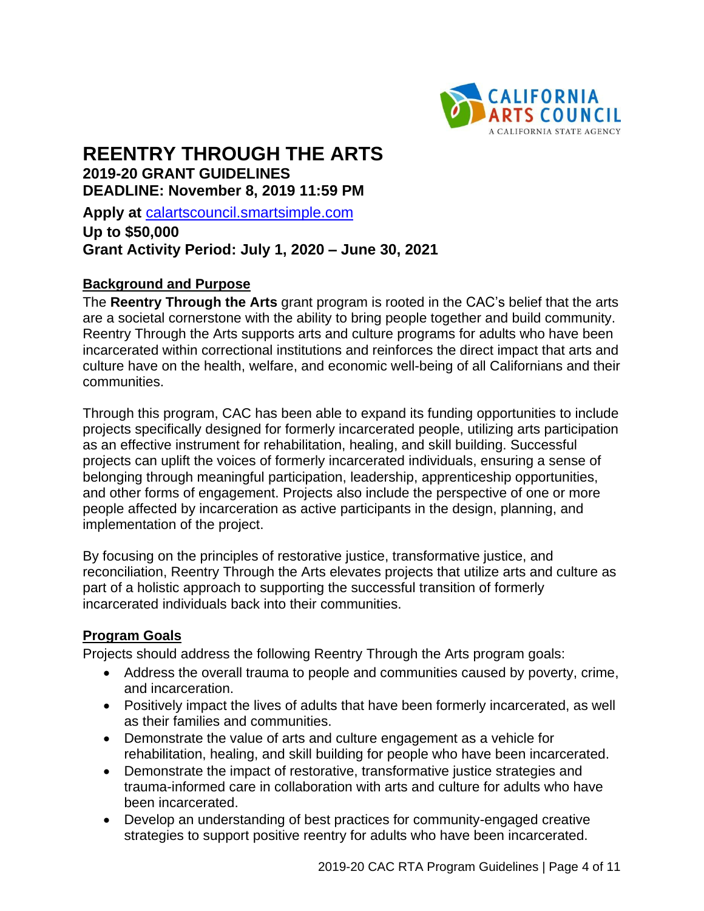# REENTRY THROUGH THE ARTS

**2019-20 GRANT GUIDELINES**
**DEADLINE: November 8, 2019 11:59 PM**

**Apply at** [calartscouncil.smartsimple.com](calartscouncil.smartsimple.com)
**Up to $50,000**
**Grant Activity Period: July 1, 2020 – June 30, 2021**

## Background and Purpose

The **Reentry Through the Arts** grant program is rooted in the CAC's belief that the arts are a societal cornerstone with the ability to bring people together and build community. Reentry Through the Arts supports arts and culture programs for adults who have been incarcerated within correctional institutions and reinforces the direct impact that arts and culture have on the health, welfare, and economic well-being of all Californians and their communities.

Through this program, CAC has been able to expand its funding opportunities to include projects specifically designed for formerly incarcerated people, utilizing arts participation as an effective instrument for rehabilitation, healing, and skill building. Successful projects can uplift the voices of formerly incarcerated individuals, ensuring a sense of belonging through meaningful participation, leadership, apprenticeship opportunities, and other forms of engagement. Projects also include the perspective of one or more people affected by incarceration as active participants in the design, planning, and implementation of the project.

By focusing on the principles of restorative justice, transformative justice, and reconciliation, Reentry Through the Arts elevates projects that utilize arts and culture as part of a holistic approach to supporting the successful transition of formerly incarcerated individuals back into their communities.

## Program Goals

Projects should address the following Reentry Through the Arts program goals:

- Address the overall trauma to people and communities caused by poverty, crime, and incarceration.
- Positively impact the lives of adults that have been formerly incarcerated, as well as their families and communities.
- Demonstrate the value of arts and culture engagement as a vehicle for rehabilitation, healing, and skill building for people who have been incarcerated.
- Demonstrate the impact of restorative, transformative justice strategies and trauma-informed care in collaboration with arts and culture for adults who have been incarcerated.
- Develop an understanding of best practices for community-engaged creative strategies to support positive reentry for adults who have been incarcerated.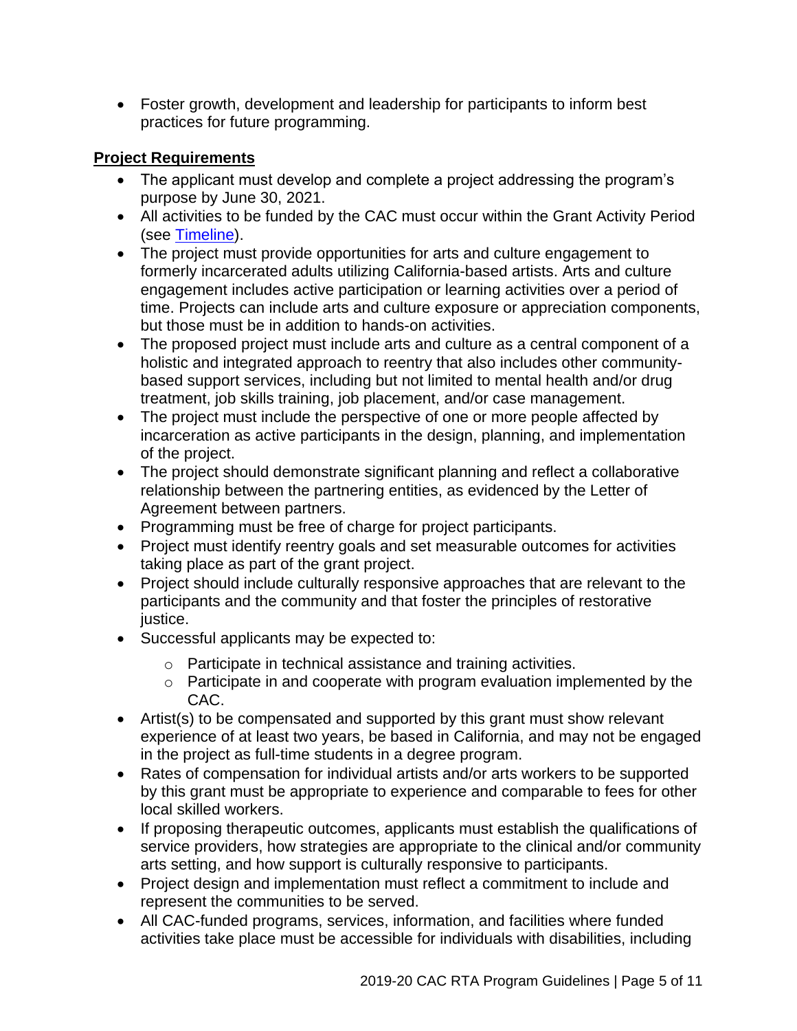- Foster growth, development and leadership for participants to inform best practices for future programming.

## Project Requirements

- The applicant must develop and complete a project addressing the program's purpose by June 30, 2021.
- All activities to be funded by the CAC must occur within the Grant Activity Period (see [Timeline](#)).
- The project must provide opportunities for arts and culture engagement to formerly incarcerated adults utilizing California-based artists. Arts and culture engagement includes active participation or learning activities over a period of time. Projects can include arts and culture exposure or appreciation components, but those must be in addition to hands-on activities.
- The proposed project must include arts and culture as a central component of a holistic and integrated approach to reentry that also includes other community-based support services, including but not limited to mental health and/or drug treatment, job skills training, job placement, and/or case management.
- The project must include the perspective of one or more people affected by incarceration as active participants in the design, planning, and implementation of the project.
- The project should demonstrate significant planning and reflect a collaborative relationship between the partnering entities, as evidenced by the Letter of Agreement between partners.
- Programming must be free of charge for project participants.
- Project must identify reentry goals and set measurable outcomes for activities taking place as part of the grant project.
- Project should include culturally responsive approaches that are relevant to the participants and the community and that foster the principles of restorative justice.
- Successful applicants may be expected to:
  - Participate in technical assistance and training activities.
  - Participate in and cooperate with program evaluation implemented by the CAC.
- Artist(s) to be compensated and supported by this grant must show relevant experience of at least two years, be based in California, and may not be engaged in the project as full-time students in a degree program.
- Rates of compensation for individual artists and/or arts workers to be supported by this grant must be appropriate to experience and comparable to fees for other local skilled workers.
- If proposing therapeutic outcomes, applicants must establish the qualifications of service providers, how strategies are appropriate to the clinical and/or community arts setting, and how support is culturally responsive to participants.
- Project design and implementation must reflect a commitment to include and represent the communities to be served.
- All CAC-funded programs, services, information, and facilities where funded activities take place must be accessible for individuals with disabilities, including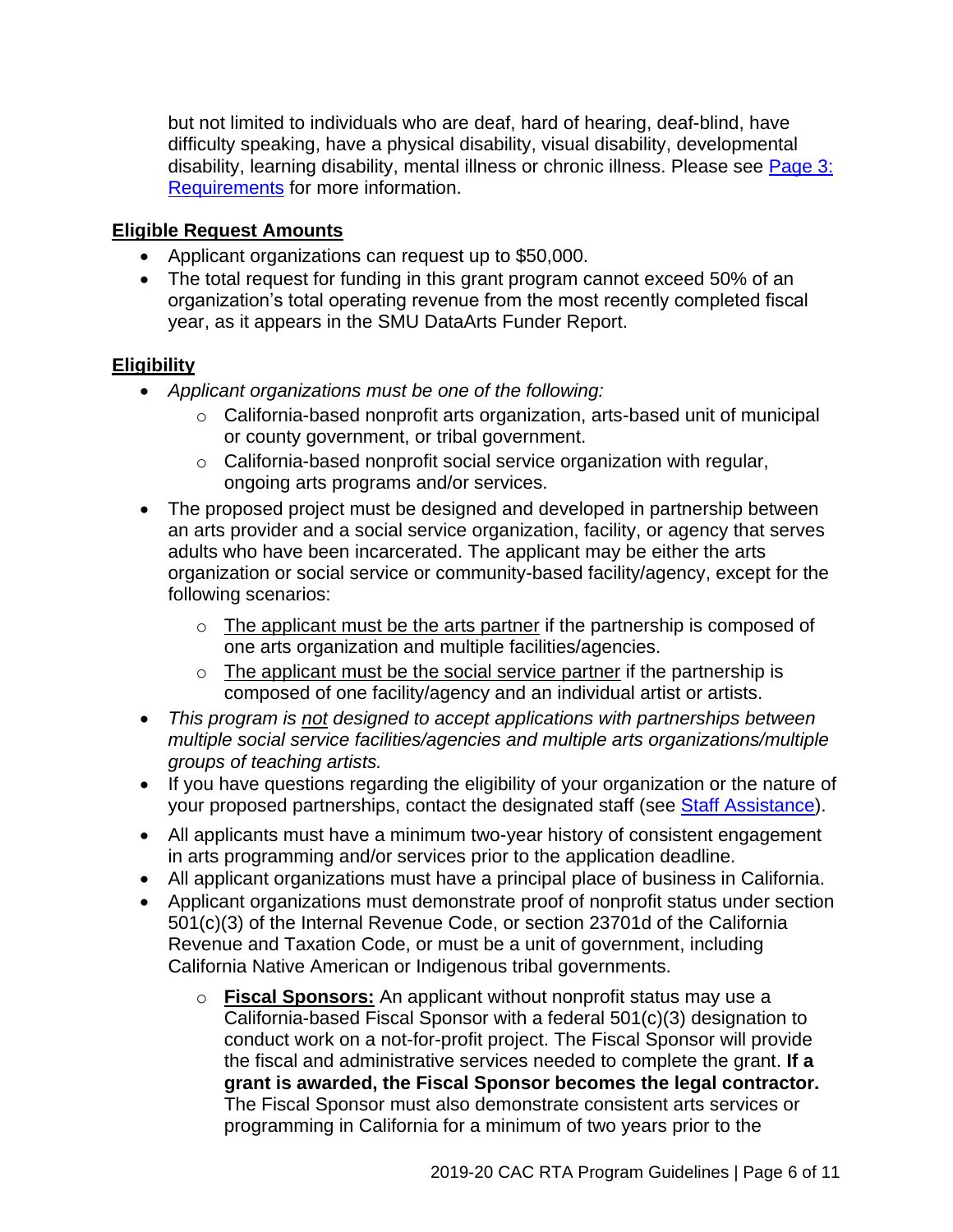but not limited to individuals who are deaf, hard of hearing, deaf-blind, have difficulty speaking, have a physical disability, visual disability, developmental disability, learning disability, mental illness or chronic illness. Please see [Page 3: Requirements](#) for more information.

## Eligible Request Amounts

- Applicant organizations can request up to $50,000.
- The total request for funding in this grant program cannot exceed 50% of an organization's total operating revenue from the most recently completed fiscal year, as it appears in the SMU DataArts Funder Report.

## Eligibility

- *Applicant organizations must be one of the following:*
  - California-based nonprofit arts organization, arts-based unit of municipal or county government, or tribal government.
  - California-based nonprofit social service organization with regular, ongoing arts programs and/or services.
- The proposed project must be designed and developed in partnership between an arts provider and a social service organization, facility, or agency that serves adults who have been incarcerated. The applicant may be either the arts organization or social service or community-based facility/agency, except for the following scenarios:
  - The applicant must be the arts partner if the partnership is composed of one arts organization and multiple facilities/agencies.
  - The applicant must be the social service partner if the partnership is composed of one facility/agency and an individual artist or artists.
- *This program is not designed to accept applications with partnerships between multiple social service facilities/agencies and multiple arts organizations/multiple groups of teaching artists.*
- If you have questions regarding the eligibility of your organization or the nature of your proposed partnerships, contact the designated staff (see [Staff Assistance](#)).
- All applicants must have a minimum two-year history of consistent engagement in arts programming and/or services prior to the application deadline.
- All applicant organizations must have a principal place of business in California.
- Applicant organizations must demonstrate proof of nonprofit status under section 501(c)(3) of the Internal Revenue Code, or section 23701d of the California Revenue and Taxation Code, or must be a unit of government, including California Native American or Indigenous tribal governments.
  - **Fiscal Sponsors:** An applicant without nonprofit status may use a California-based Fiscal Sponsor with a federal 501(c)(3) designation to conduct work on a not-for-profit project. The Fiscal Sponsor will provide the fiscal and administrative services needed to complete the grant. **If a grant is awarded, the Fiscal Sponsor becomes the legal contractor.** The Fiscal Sponsor must also demonstrate consistent arts services or programming in California for a minimum of two years prior to the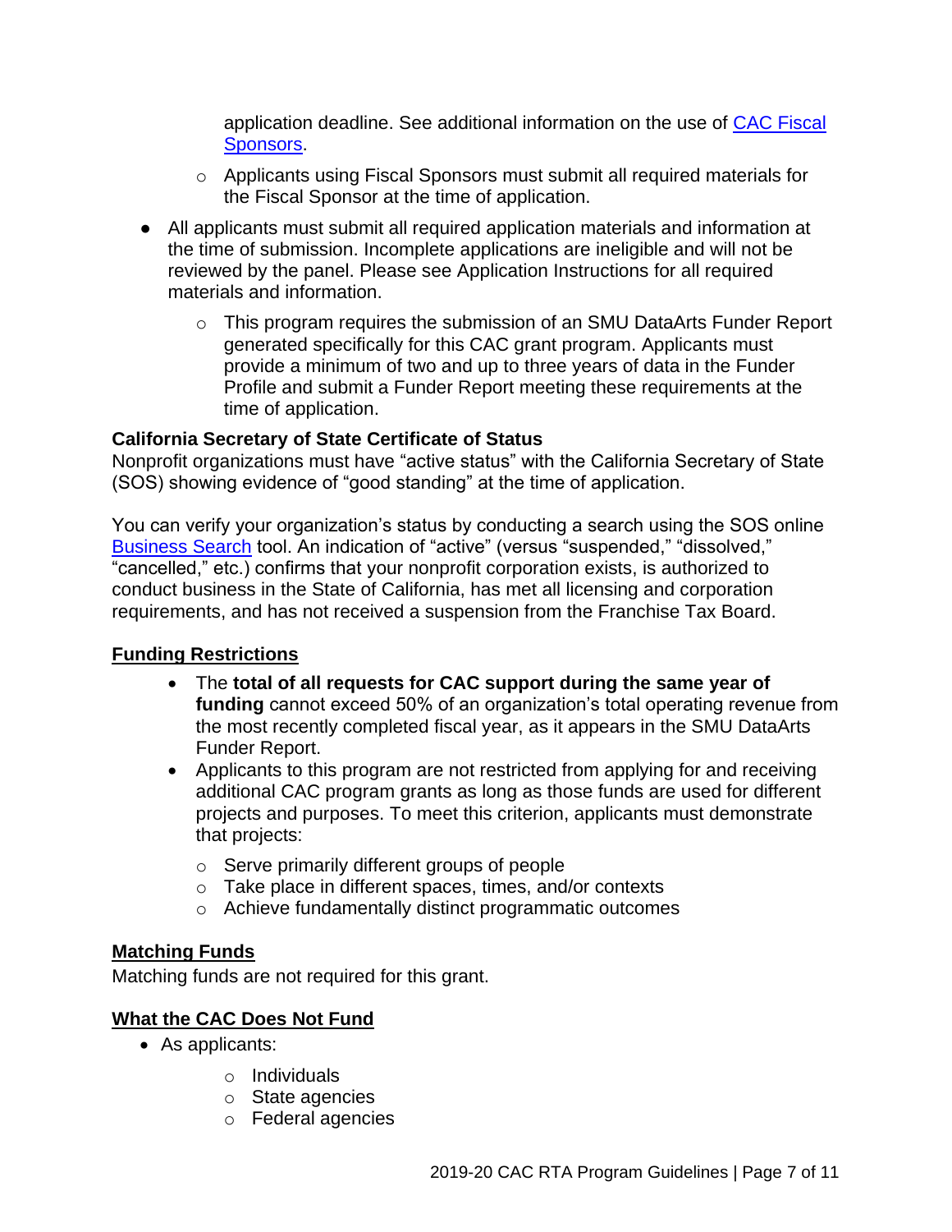application deadline. See additional information on the use of [CAC Fiscal Sponsors](#).
    - Applicants using Fiscal Sponsors must submit all required materials for the Fiscal Sponsor at the time of application.
- All applicants must submit all required application materials and information at the time of submission. Incomplete applications are ineligible and will not be reviewed by the panel. Please see Application Instructions for all required materials and information.
    - This program requires the submission of an SMU DataArts Funder Report generated specifically for this CAC grant program. Applicants must provide a minimum of two and up to three years of data in the Funder Profile and submit a Funder Report meeting these requirements at the time of application.

**California Secretary of State Certificate of Status**
Nonprofit organizations must have "active status" with the California Secretary of State (SOS) showing evidence of "good standing" at the time of application.

You can verify your organization's status by conducting a search using the SOS online [Business Search](#) tool. An indication of "active" (versus "suspended," "dissolved," "cancelled," etc.) confirms that your nonprofit corporation exists, is authorized to conduct business in the State of California, has met all licensing and corporation requirements, and has not received a suspension from the Franchise Tax Board.

## Funding Restrictions

- The **total of all requests for CAC support during the same year of funding** cannot exceed 50% of an organization's total operating revenue from the most recently completed fiscal year, as it appears in the SMU DataArts Funder Report.
- Applicants to this program are not restricted from applying for and receiving additional CAC program grants as long as those funds are used for different projects and purposes. To meet this criterion, applicants must demonstrate that projects:
    - Serve primarily different groups of people
    - Take place in different spaces, times, and/or contexts
    - Achieve fundamentally distinct programmatic outcomes

## Matching Funds

Matching funds are not required for this grant.

## What the CAC Does Not Fund

- As applicants:
    - Individuals
    - State agencies
    - Federal agencies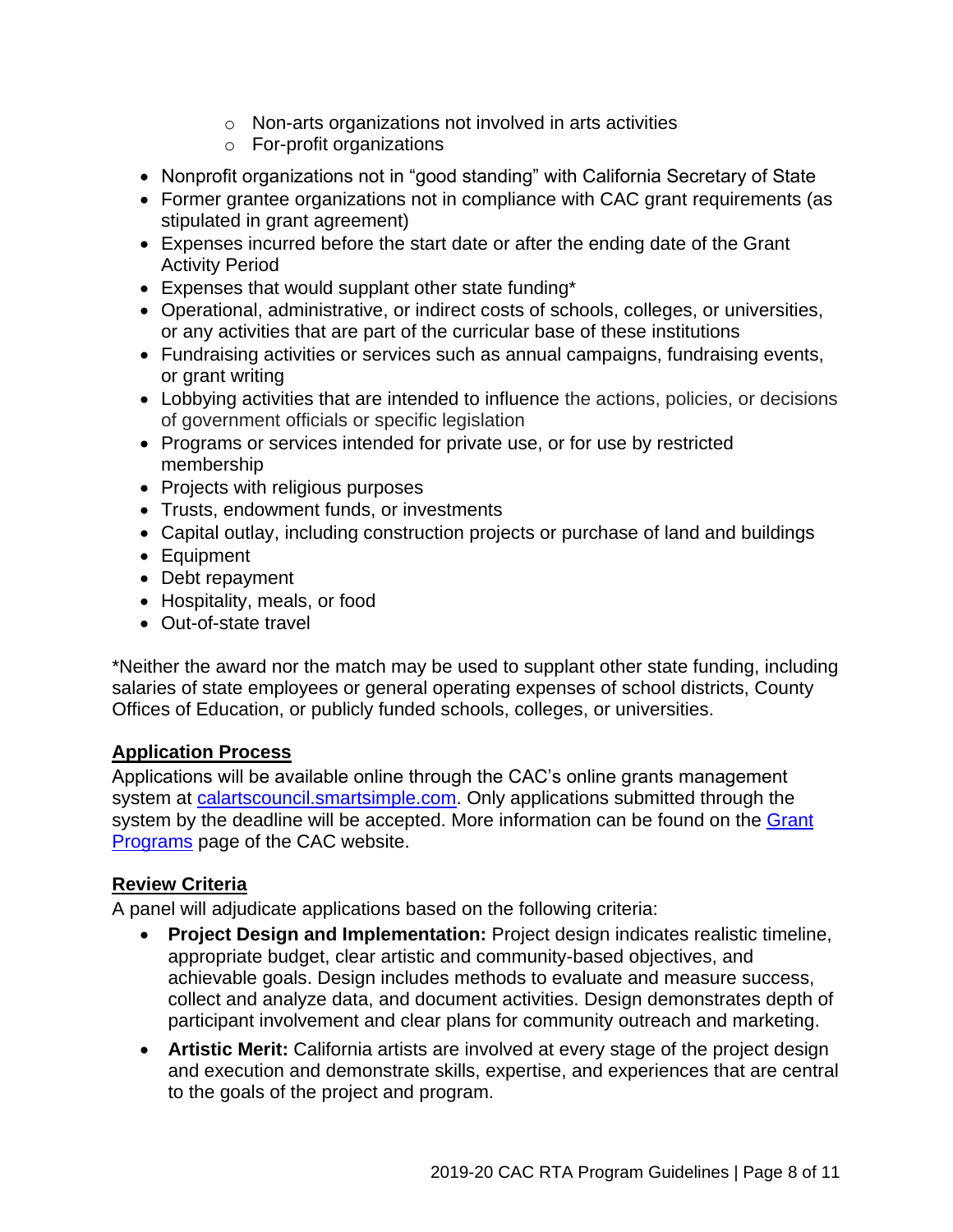- Non-arts organizations not involved in arts activities
  - For-profit organizations
- Nonprofit organizations not in "good standing" with California Secretary of State
- Former grantee organizations not in compliance with CAC grant requirements (as stipulated in grant agreement)
- Expenses incurred before the start date or after the ending date of the Grant Activity Period
- Expenses that would supplant other state funding*
- Operational, administrative, or indirect costs of schools, colleges, or universities, or any activities that are part of the curricular base of these institutions
- Fundraising activities or services such as annual campaigns, fundraising events, or grant writing
- Lobbying activities that are intended to influence the actions, policies, or decisions of government officials or specific legislation
- Programs or services intended for private use, or for use by restricted membership
- Projects with religious purposes
- Trusts, endowment funds, or investments
- Capital outlay, including construction projects or purchase of land and buildings
- Equipment
- Debt repayment
- Hospitality, meals, or food
- Out-of-state travel

*Neither the award nor the match may be used to supplant other state funding, including salaries of state employees or general operating expenses of school districts, County Offices of Education, or publicly funded schools, colleges, or universities.

## Application Process

Applications will be available online through the CAC's online grants management system at [calartscouncil.smartsimple.com](calartscouncil.smartsimple.com). Only applications submitted through the system by the deadline will be accepted. More information can be found on the [Grant Programs]() page of the CAC website.

## Review Criteria

A panel will adjudicate applications based on the following criteria:

- **Project Design and Implementation:** Project design indicates realistic timeline, appropriate budget, clear artistic and community-based objectives, and achievable goals. Design includes methods to evaluate and measure success, collect and analyze data, and document activities. Design demonstrates depth of participant involvement and clear plans for community outreach and marketing.
- **Artistic Merit:** California artists are involved at every stage of the project design and execution and demonstrate skills, expertise, and experiences that are central to the goals of the project and program.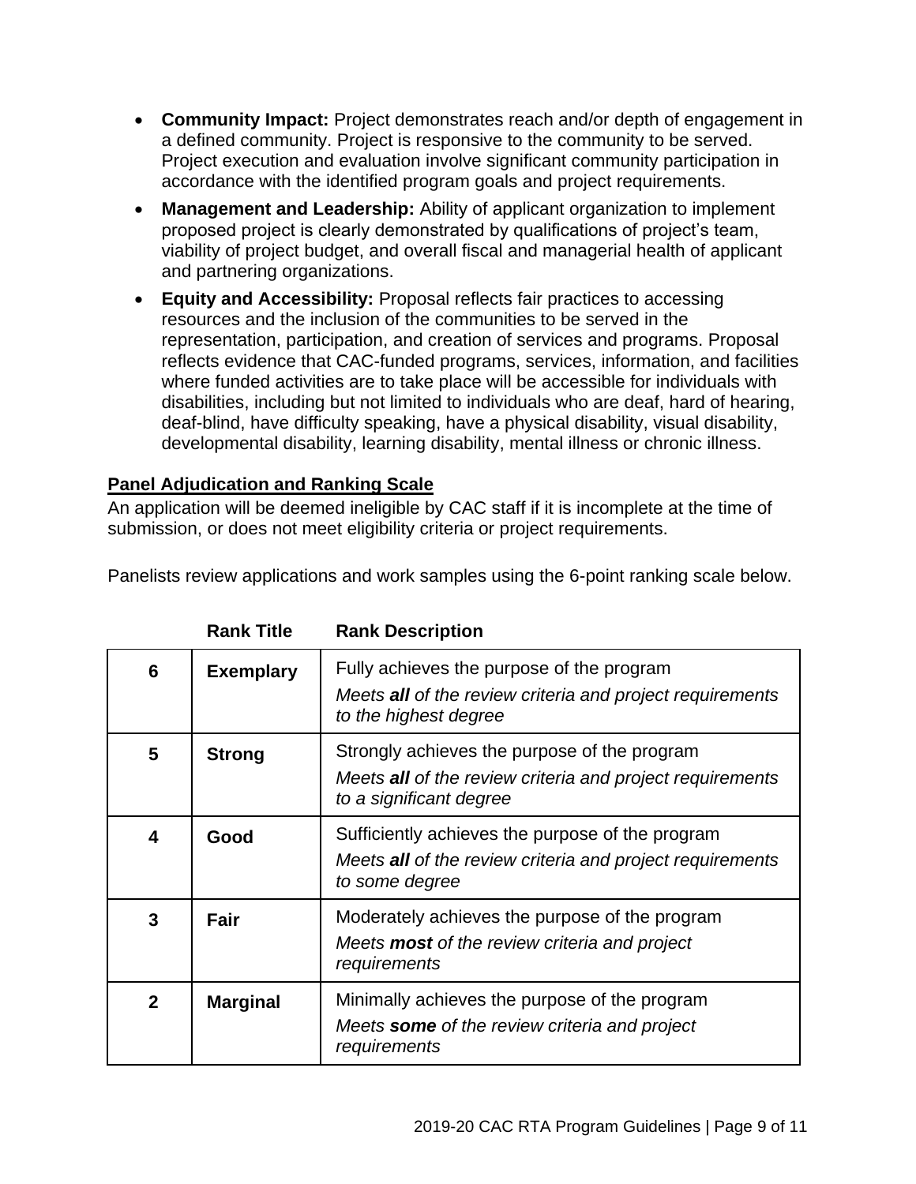- **Community Impact:** Project demonstrates reach and/or depth of engagement in a defined community. Project is responsive to the community to be served. Project execution and evaluation involve significant community participation in accordance with the identified program goals and project requirements.
- **Management and Leadership:** Ability of applicant organization to implement proposed project is clearly demonstrated by qualifications of project's team, viability of project budget, and overall fiscal and managerial health of applicant and partnering organizations.
- **Equity and Accessibility:** Proposal reflects fair practices to accessing resources and the inclusion of the communities to be served in the representation, participation, and creation of services and programs. Proposal reflects evidence that CAC-funded programs, services, information, and facilities where funded activities are to take place will be accessible for individuals with disabilities, including but not limited to individuals who are deaf, hard of hearing, deaf-blind, have difficulty speaking, have a physical disability, visual disability, developmental disability, learning disability, mental illness or chronic illness.

## Panel Adjudication and Ranking Scale

An application will be deemed ineligible by CAC staff if it is incomplete at the time of submission, or does not meet eligibility criteria or project requirements.

Panelists review applications and work samples using the 6-point ranking scale below.

| | Rank Title | Rank Description |
|---|---|---|
| 6 | **Exemplary** | Fully achieves the purpose of the program<br>*Meets **all** of the review criteria and project requirements to the highest degree* |
| 5 | **Strong** | Strongly achieves the purpose of the program<br>*Meets **all** of the review criteria and project requirements to a significant degree* |
| 4 | **Good** | Sufficiently achieves the purpose of the program<br>*Meets **all** of the review criteria and project requirements to some degree* |
| 3 | **Fair** | Moderately achieves the purpose of the program<br>*Meets **most** of the review criteria and project requirements* |
| 2 | **Marginal** | Minimally achieves the purpose of the program<br>*Meets **some** of the review criteria and project requirements* |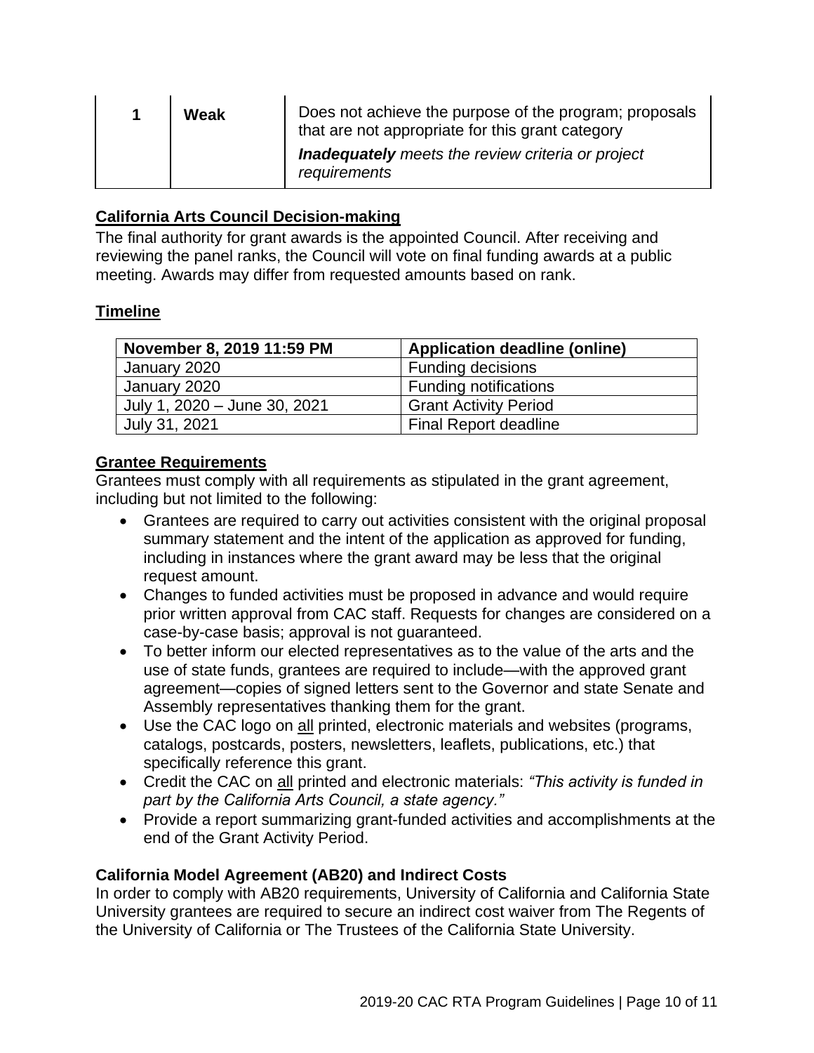| 1 | Weak | Does not achieve the purpose of the program; proposals that are not appropriate for this grant category<br>***Inadequately*** *meets the review criteria or project requirements* |
|---|---|---|

## California Arts Council Decision-making

The final authority for grant awards is the appointed Council. After receiving and reviewing the panel ranks, the Council will vote on final funding awards at a public meeting. Awards may differ from requested amounts based on rank.

## Timeline

| November 8, 2019 11:59 PM | Application deadline (online) |
|---|---|
| January 2020 | Funding decisions |
| January 2020 | Funding notifications |
| July 1, 2020 – June 30, 2021 | Grant Activity Period |
| July 31, 2021 | Final Report deadline |

## Grantee Requirements

Grantees must comply with all requirements as stipulated in the grant agreement, including but not limited to the following:

- Grantees are required to carry out activities consistent with the original proposal summary statement and the intent of the application as approved for funding, including in instances where the grant award may be less that the original request amount.
- Changes to funded activities must be proposed in advance and would require prior written approval from CAC staff. Requests for changes are considered on a case-by-case basis; approval is not guaranteed.
- To better inform our elected representatives as to the value of the arts and the use of state funds, grantees are required to include—with the approved grant agreement—copies of signed letters sent to the Governor and state Senate and Assembly representatives thanking them for the grant.
- Use the CAC logo on all printed, electronic materials and websites (programs, catalogs, postcards, posters, newsletters, leaflets, publications, etc.) that specifically reference this grant.
- Credit the CAC on all printed and electronic materials: *"This activity is funded in part by the California Arts Council, a state agency."*
- Provide a report summarizing grant-funded activities and accomplishments at the end of the Grant Activity Period.

### California Model Agreement (AB20) and Indirect Costs

In order to comply with AB20 requirements, University of California and California State University grantees are required to secure an indirect cost waiver from The Regents of the University of California or The Trustees of the California State University.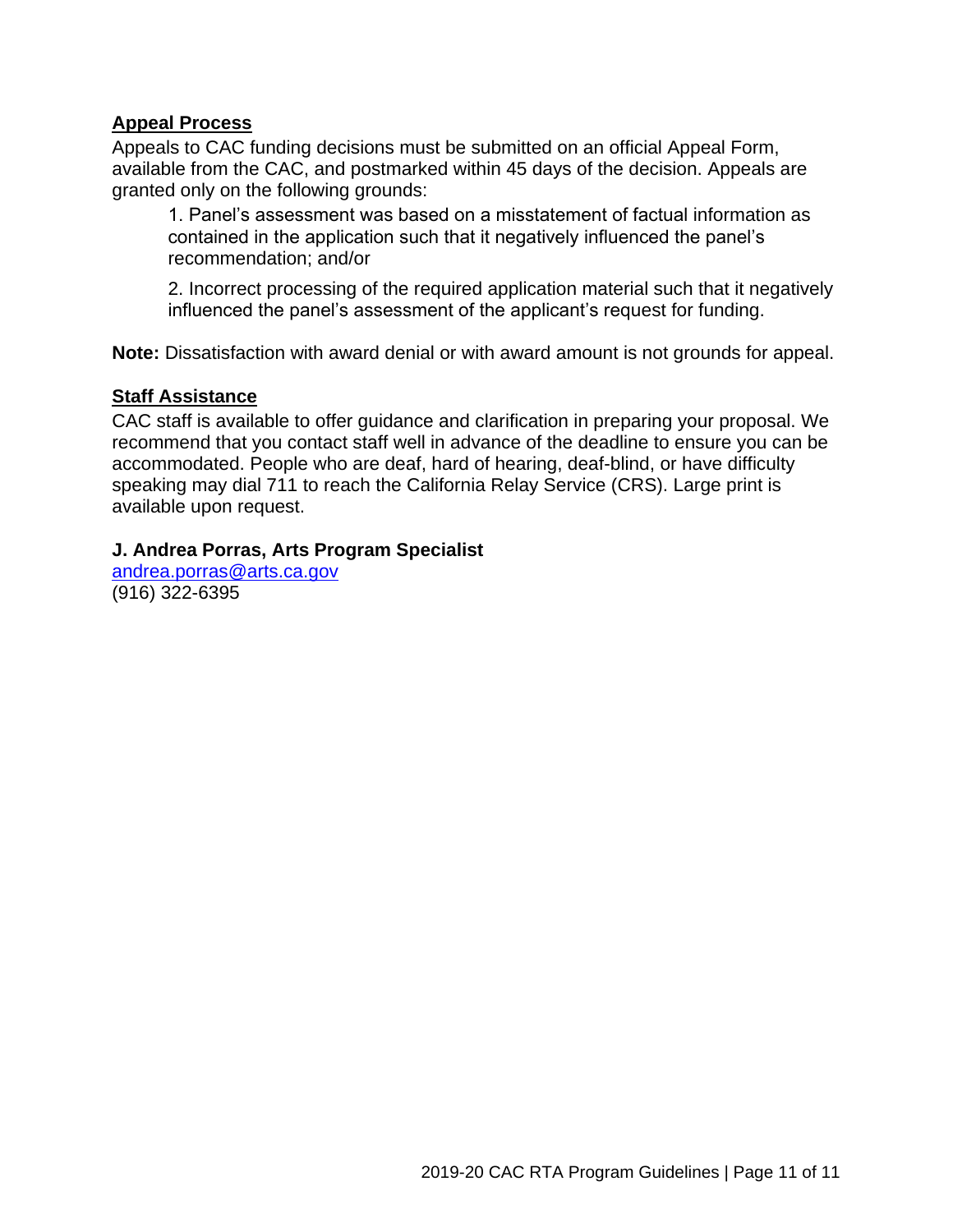## Appeal Process

Appeals to CAC funding decisions must be submitted on an official Appeal Form, available from the CAC, and postmarked within 45 days of the decision. Appeals are granted only on the following grounds:

1. Panel's assessment was based on a misstatement of factual information as contained in the application such that it negatively influenced the panel's recommendation; and/or

2. Incorrect processing of the required application material such that it negatively influenced the panel's assessment of the applicant's request for funding.

**Note:** Dissatisfaction with award denial or with award amount is not grounds for appeal.

## Staff Assistance

CAC staff is available to offer guidance and clarification in preparing your proposal. We recommend that you contact staff well in advance of the deadline to ensure you can be accommodated. People who are deaf, hard of hearing, deaf-blind, or have difficulty speaking may dial 711 to reach the California Relay Service (CRS). Large print is available upon request.

**J. Andrea Porras, Arts Program Specialist**
andrea.porras@arts.ca.gov
(916) 322-6395